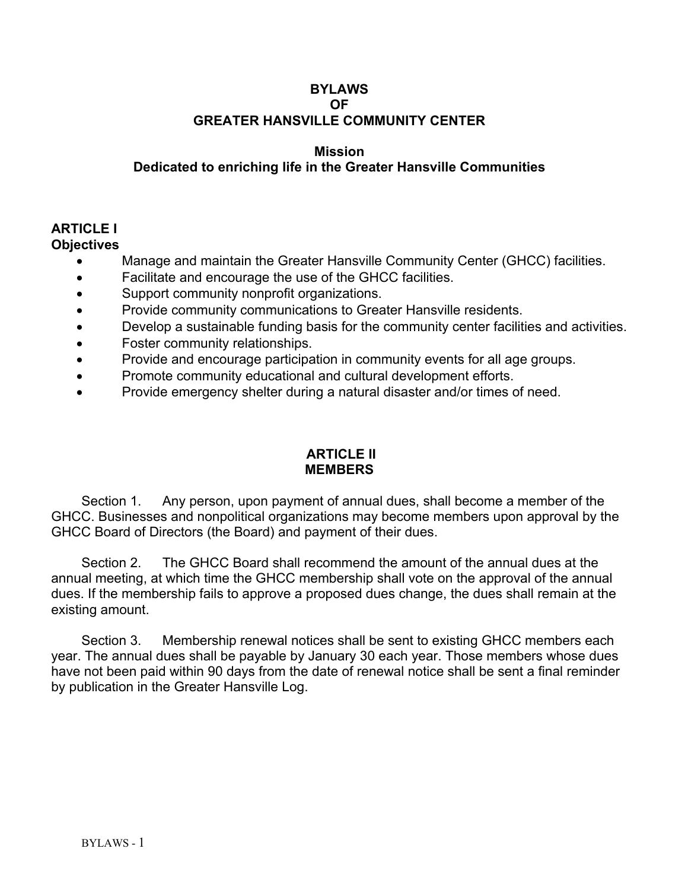# BYLAWS
# OF
# GREATER HANSVILLE COMMUNITY CENTER

## Mission
**Dedicated to enriching life in the Greater Hansville Communities**

## ARTICLE I
**Objectives**

- Manage and maintain the Greater Hansville Community Center (GHCC) facilities.
- Facilitate and encourage the use of the GHCC facilities.
- Support community nonprofit organizations.
- Provide community communications to Greater Hansville residents.
- Develop a sustainable funding basis for the community center facilities and activities.
- Foster community relationships.
- Provide and encourage participation in community events for all age groups.
- Promote community educational and cultural development efforts.
- Provide emergency shelter during a natural disaster and/or times of need.

## ARTICLE II
## MEMBERS

Section 1. Any person, upon payment of annual dues, shall become a member of the GHCC. Businesses and nonpolitical organizations may become members upon approval by the GHCC Board of Directors (the Board) and payment of their dues.

Section 2. The GHCC Board shall recommend the amount of the annual dues at the annual meeting, at which time the GHCC membership shall vote on the approval of the annual dues. If the membership fails to approve a proposed dues change, the dues shall remain at the existing amount.

Section 3. Membership renewal notices shall be sent to existing GHCC members each year. The annual dues shall be payable by January 30 each year. Those members whose dues have not been paid within 90 days from the date of renewal notice shall be sent a final reminder by publication in the Greater Hansville Log.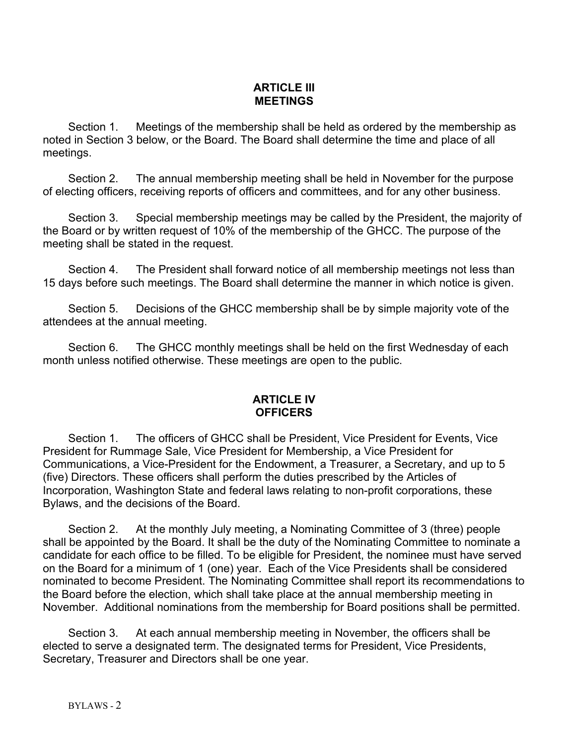## ARTICLE III
## MEETINGS

Section 1. Meetings of the membership shall be held as ordered by the membership as noted in Section 3 below, or the Board. The Board shall determine the time and place of all meetings.

Section 2. The annual membership meeting shall be held in November for the purpose of electing officers, receiving reports of officers and committees, and for any other business.

Section 3. Special membership meetings may be called by the President, the majority of the Board or by written request of 10% of the membership of the GHCC. The purpose of the meeting shall be stated in the request.

Section 4. The President shall forward notice of all membership meetings not less than 15 days before such meetings. The Board shall determine the manner in which notice is given.

Section 5. Decisions of the GHCC membership shall be by simple majority vote of the attendees at the annual meeting.

Section 6. The GHCC monthly meetings shall be held on the first Wednesday of each month unless notified otherwise. These meetings are open to the public.

## ARTICLE IV
## OFFICERS

Section 1. The officers of GHCC shall be President, Vice President for Events, Vice President for Rummage Sale, Vice President for Membership, a Vice President for Communications, a Vice-President for the Endowment, a Treasurer, a Secretary, and up to 5 (five) Directors. These officers shall perform the duties prescribed by the Articles of Incorporation, Washington State and federal laws relating to non-profit corporations, these Bylaws, and the decisions of the Board.

Section 2. At the monthly July meeting, a Nominating Committee of 3 (three) people shall be appointed by the Board. It shall be the duty of the Nominating Committee to nominate a candidate for each office to be filled. To be eligible for President, the nominee must have served on the Board for a minimum of 1 (one) year. Each of the Vice Presidents shall be considered nominated to become President. The Nominating Committee shall report its recommendations to the Board before the election, which shall take place at the annual membership meeting in November. Additional nominations from the membership for Board positions shall be permitted.

Section 3. At each annual membership meeting in November, the officers shall be elected to serve a designated term. The designated terms for President, Vice Presidents, Secretary, Treasurer and Directors shall be one year.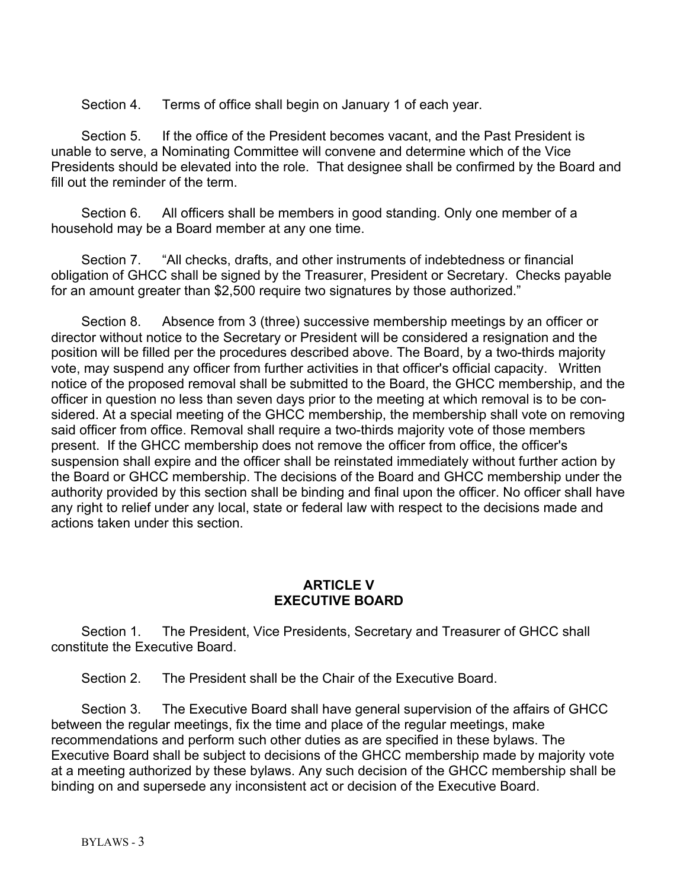Section 4. Terms of office shall begin on January 1 of each year.

Section 5. If the office of the President becomes vacant, and the Past President is unable to serve, a Nominating Committee will convene and determine which of the Vice Presidents should be elevated into the role. That designee shall be confirmed by the Board and fill out the reminder of the term.

Section 6. All officers shall be members in good standing. Only one member of a household may be a Board member at any one time.

Section 7. "All checks, drafts, and other instruments of indebtedness or financial obligation of GHCC shall be signed by the Treasurer, President or Secretary. Checks payable for an amount greater than $2,500 require two signatures by those authorized."

Section 8. Absence from 3 (three) successive membership meetings by an officer or director without notice to the Secretary or President will be considered a resignation and the position will be filled per the procedures described above. The Board, by a two-thirds majority vote, may suspend any officer from further activities in that officer's official capacity. Written notice of the proposed removal shall be submitted to the Board, the GHCC membership, and the officer in question no less than seven days prior to the meeting at which removal is to be considered. At a special meeting of the GHCC membership, the membership shall vote on removing said officer from office. Removal shall require a two-thirds majority vote of those members present. If the GHCC membership does not remove the officer from office, the officer's suspension shall expire and the officer shall be reinstated immediately without further action by the Board or GHCC membership. The decisions of the Board and GHCC membership under the authority provided by this section shall be binding and final upon the officer. No officer shall have any right to relief under any local, state or federal law with respect to the decisions made and actions taken under this section.

## ARTICLE V
## EXECUTIVE BOARD

Section 1. The President, Vice Presidents, Secretary and Treasurer of GHCC shall constitute the Executive Board.

Section 2. The President shall be the Chair of the Executive Board.

Section 3. The Executive Board shall have general supervision of the affairs of GHCC between the regular meetings, fix the time and place of the regular meetings, make recommendations and perform such other duties as are specified in these bylaws. The Executive Board shall be subject to decisions of the GHCC membership made by majority vote at a meeting authorized by these bylaws. Any such decision of the GHCC membership shall be binding on and supersede any inconsistent act or decision of the Executive Board.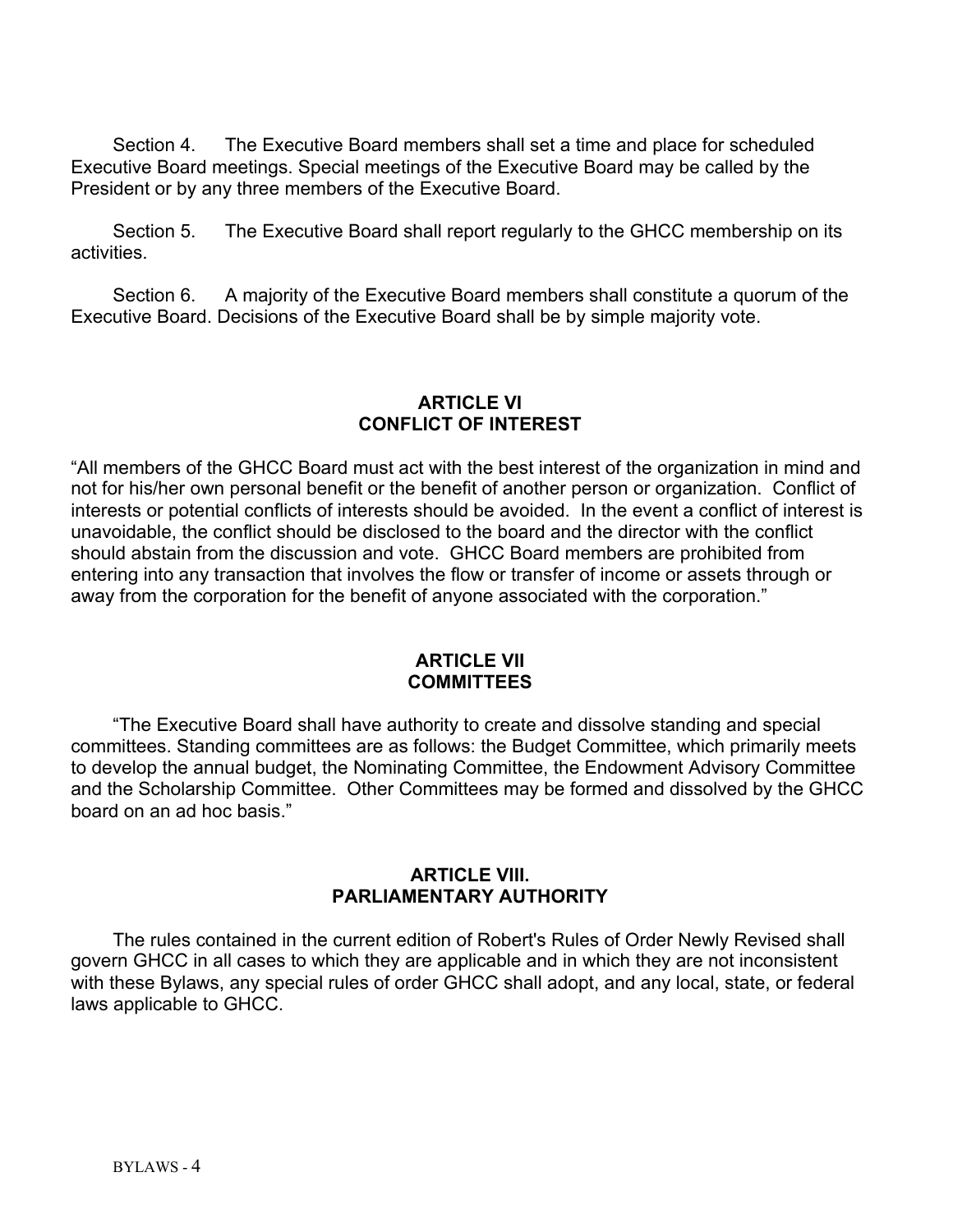Section 4. The Executive Board members shall set a time and place for scheduled Executive Board meetings. Special meetings of the Executive Board may be called by the President or by any three members of the Executive Board.

Section 5. The Executive Board shall report regularly to the GHCC membership on its activities.

Section 6. A majority of the Executive Board members shall constitute a quorum of the Executive Board. Decisions of the Executive Board shall be by simple majority vote.

## ARTICLE VI
## CONFLICT OF INTEREST

“All members of the GHCC Board must act with the best interest of the organization in mind and not for his/her own personal benefit or the benefit of another person or organization. Conflict of interests or potential conflicts of interests should be avoided. In the event a conflict of interest is unavoidable, the conflict should be disclosed to the board and the director with the conflict should abstain from the discussion and vote. GHCC Board members are prohibited from entering into any transaction that involves the flow or transfer of income or assets through or away from the corporation for the benefit of anyone associated with the corporation.”

## ARTICLE VII
## COMMITTEES

“The Executive Board shall have authority to create and dissolve standing and special committees. Standing committees are as follows: the Budget Committee, which primarily meets to develop the annual budget, the Nominating Committee, the Endowment Advisory Committee and the Scholarship Committee. Other Committees may be formed and dissolved by the GHCC board on an ad hoc basis.”

## ARTICLE VIII.
## PARLIAMENTARY AUTHORITY

The rules contained in the current edition of Robert's Rules of Order Newly Revised shall govern GHCC in all cases to which they are applicable and in which they are not inconsistent with these Bylaws, any special rules of order GHCC shall adopt, and any local, state, or federal laws applicable to GHCC.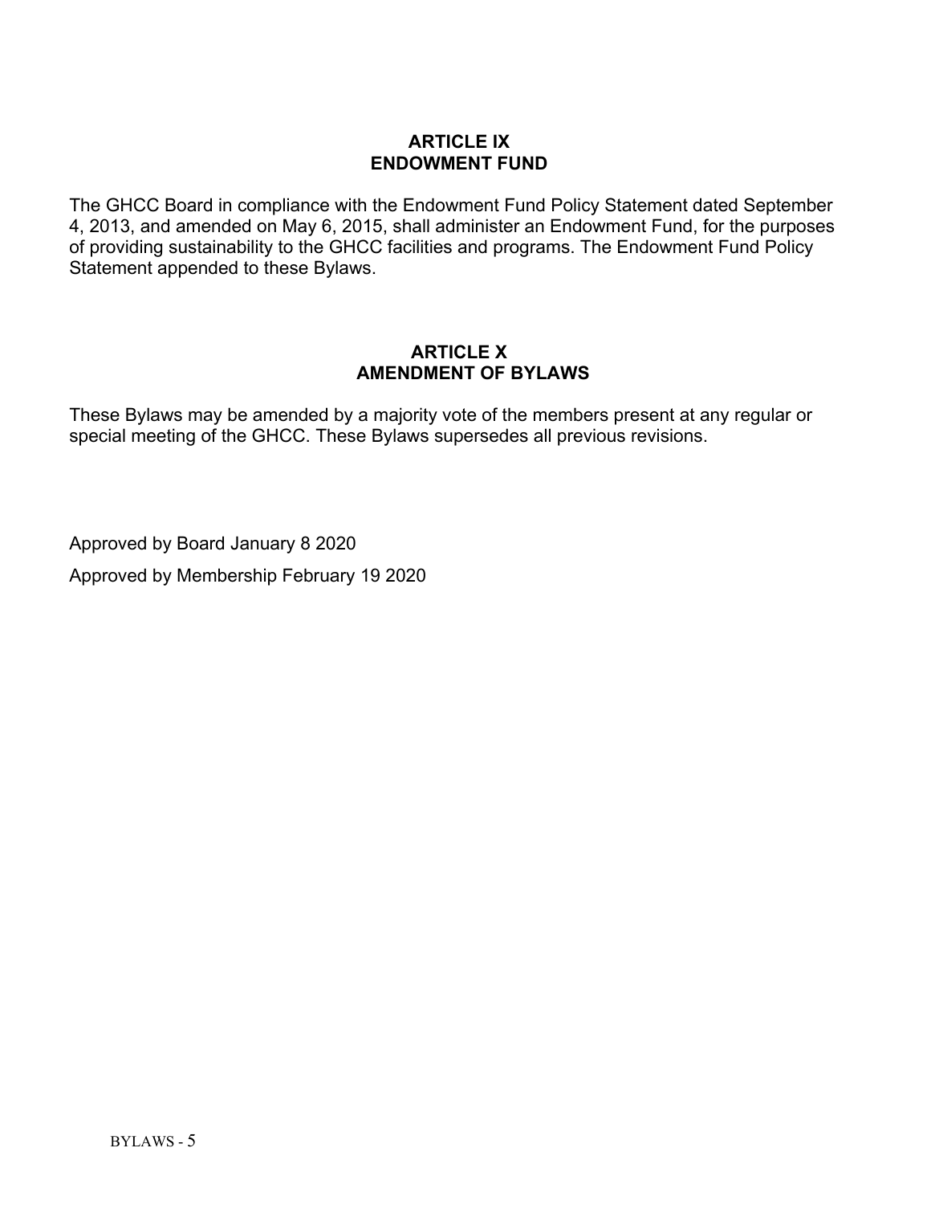## ARTICLE IX
## ENDOWMENT FUND

The GHCC Board in compliance with the Endowment Fund Policy Statement dated September 4, 2013, and amended on May 6, 2015, shall administer an Endowment Fund, for the purposes of providing sustainability to the GHCC facilities and programs. The Endowment Fund Policy Statement appended to these Bylaws.

## ARTICLE X
## AMENDMENT OF BYLAWS

These Bylaws may be amended by a majority vote of the members present at any regular or special meeting of the GHCC. These Bylaws supersedes all previous revisions.

Approved by Board January 8 2020

Approved by Membership February 19 2020